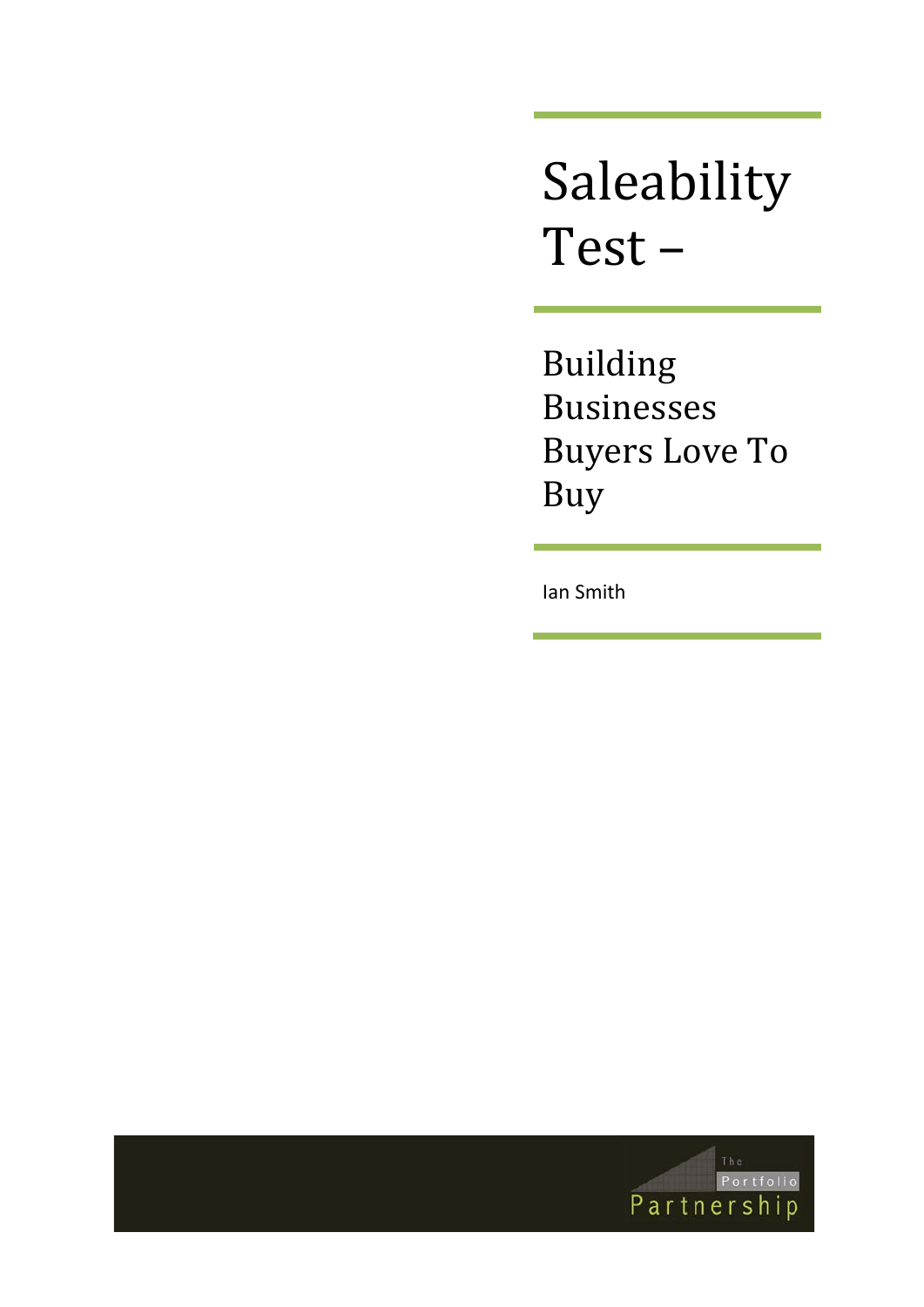# Saleability Test –

## Building Businesses Buyers Love To Buy

Ian Smith

The Portfolio Partnership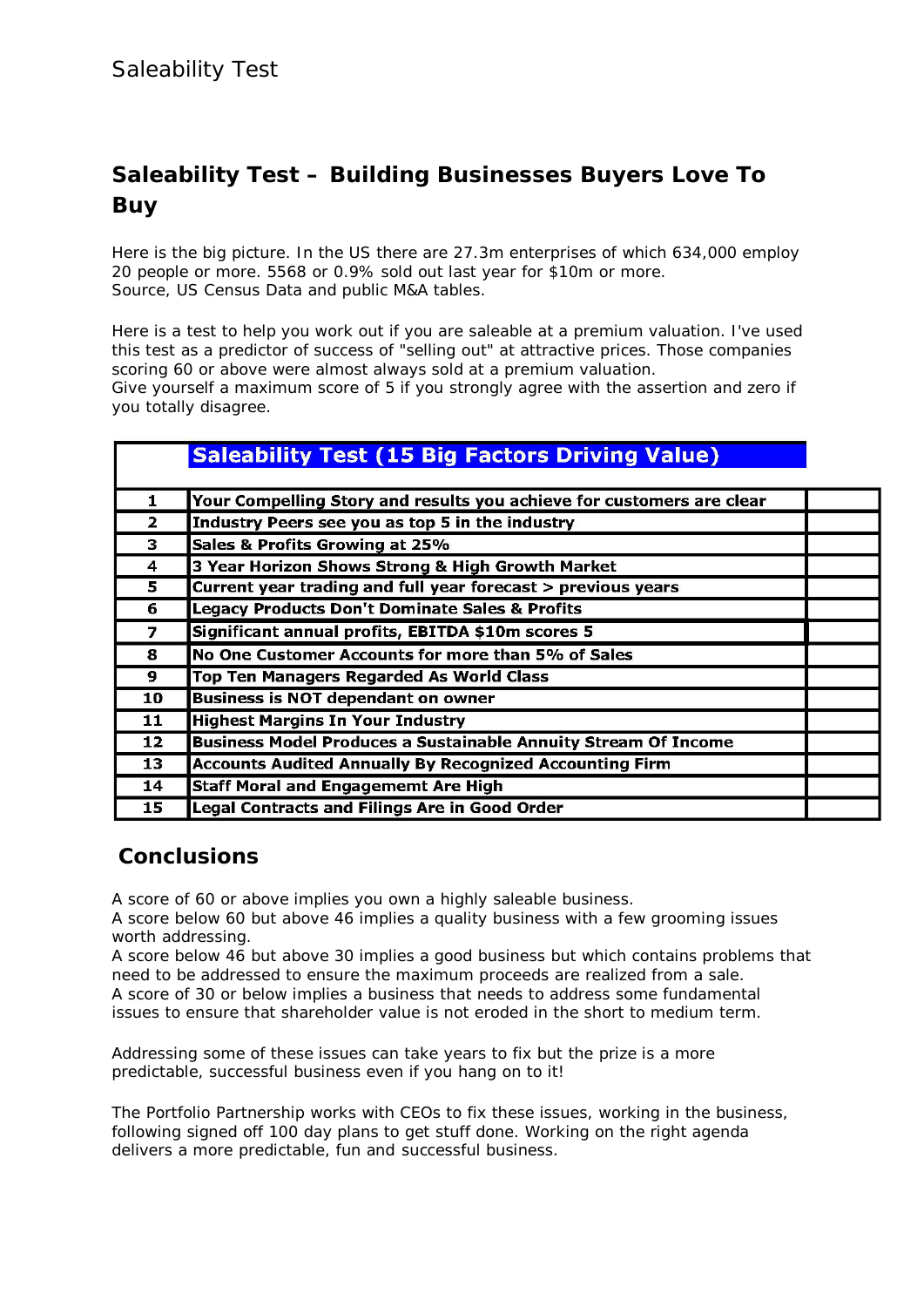# Saleability Test – Building Businesses Buyers Love To Buy

Here is the big picture. In the US there are 27.3m enterprises of which 634,000 employ 20 people or more. 5568 or 0.9% sold out last year for $10m or more.
Source, US Census Data and public M&A tables.

Here is a test to help you work out if you are saleable at a premium valuation. I've used this test as a predictor of success of "selling out" at attractive prices. Those companies scoring 60 or above were almost always sold at a premium valuation.
Give yourself a maximum score of 5 if you strongly agree with the assertion and zero if you totally disagree.

| | **Saleability Test (15 Big Factors Driving Value)** | |
|---|---|---|
| **1** | **Your Compelling Story and results you achieve for customers are clear** | |
| **2** | **Industry Peers see you as top 5 in the industry** | |
| **3** | **Sales & Profits Growing at 25%** | |
| **4** | **3 Year Horizon Shows Strong & High Growth Market** | |
| **5** | **Current year trading and full year forecast > previous years** | |
| **6** | **Legacy Products Don't Dominate Sales & Profits** | |
| **7** | **Significant annual profits, EBITDA $10m scores 5** | |
| **8** | **No One Customer Accounts for more than 5% of Sales** | |
| **9** | **Top Ten Managers Regarded As World Class** | |
| **10** | **Business is NOT dependant on owner** | |
| **11** | **Highest Margins In Your Industry** | |
| **12** | **Business Model Produces a Sustainable Annuity Stream Of Income** | |
| **13** | **Accounts Audited Annually By Recognized Accounting Firm** | |
| **14** | **Staff Moral and Engagememt Are High** | |
| **15** | **Legal Contracts and Filings Are in Good Order** | |

## Conclusions

A score of 60 or above implies you own a highly saleable business.
A score below 60 but above 46 implies a quality business with a few grooming issues worth addressing.
A score below 46 but above 30 implies a good business but which contains problems that need to be addressed to ensure the maximum proceeds are realized from a sale.
A score of 30 or below implies a business that needs to address some fundamental issues to ensure that shareholder value is not eroded in the short to medium term.

Addressing some of these issues can take years to fix but the prize is a more predictable, successful business even if you hang on to it!

The Portfolio Partnership works with CEOs to fix these issues, working in the business, following signed off 100 day plans to get stuff done. Working on the right agenda delivers a more predictable, fun and successful business.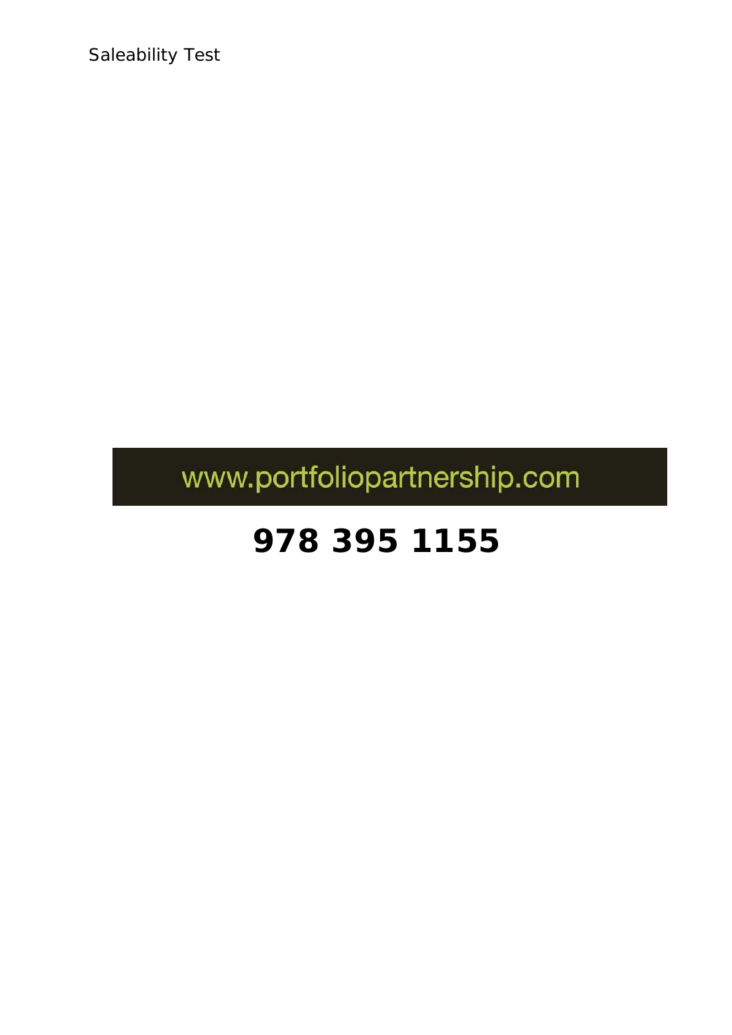www.portfoliopartnership.com

**978 395 1155**